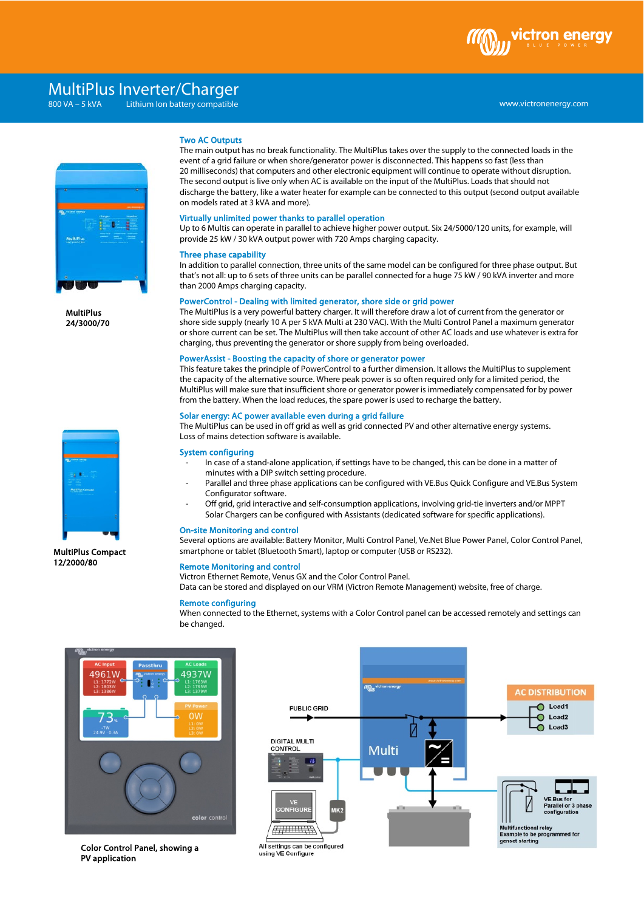# MultiPlus Inverter/Charger

800 VA – 5 kVA Lithium Ion battery compatible

www.victronenergy.com

MultiPlus 24/3000/70

MultiPlus Compact 12/2000/80

### Two AC Outputs

The main output has no break functionality. The MultiPlus takes over the supply to the connected loads in the event of a grid failure or when shore/generator power is disconnected. This happens so fast (less than 20 milliseconds) that computers and other electronic equipment will continue to operate without disruption. The second output is live only when AC is available on the input of the MultiPlus. Loads that should not discharge the battery, like a water heater for example can be connected to this output (second output available on models rated at 3 kVA and more).

### Virtually unlimited power thanks to parallel operation

Up to 6 Multis can operate in parallel to achieve higher power output. Six 24/5000/120 units, for example, will provide 25 kW / 30 kVA output power with 720 Amps charging capacity.

### Three phase capability

In addition to parallel connection, three units of the same model can be configured for three phase output. But that's not all: up to 6 sets of three units can be parallel connected for a huge 75 kW / 90 kVA inverter and more than 2000 Amps charging capacity.

### PowerControl - Dealing with limited generator, shore side or grid power

The MultiPlus is a very powerful battery charger. It will therefore draw a lot of current from the generator or shore side supply (nearly 10 A per 5 kVA Multi at 230 VAC). With the Multi Control Panel a maximum generator or shore current can be set. The MultiPlus will then take account of other AC loads and use whatever is extra for charging, thus preventing the generator or shore supply from being overloaded.

### PowerAssist - Boosting the capacity of shore or generator power

This feature takes the principle of PowerControl to a further dimension. It allows the MultiPlus to supplement the capacity of the alternative source. Where peak power is so often required only for a limited period, the MultiPlus will make sure that insufficient shore or generator power is immediately compensated for by power from the battery. When the load reduces, the spare power is used to recharge the battery.

### Solar energy: AC power available even during a grid failure

The MultiPlus can be used in off grid as well as grid connected PV and other alternative energy systems. Loss of mains detection software is available.

### System configuring

- In case of a stand-alone application, if settings have to be changed, this can be done in a matter of minutes with a DIP switch setting procedure.
- Parallel and three phase applications can be configured with VE.Bus Quick Configure and VE.Bus System Configurator software.
- Off grid, grid interactive and self-consumption applications, involving grid-tie inverters and/or MPPT Solar Chargers can be configured with Assistants (dedicated software for specific applications).

### On-site Monitoring and control

Several options are available: Battery Monitor, Multi Control Panel, Ve.Net Blue Power Panel, Color Control Panel, smartphone or tablet (Bluetooth Smart), laptop or computer (USB or RS232).

### Remote Monitoring and control

Victron Ethernet Remote, Venus GX and the Color Control Panel.
Data can be stored and displayed on our VRM (Victron Remote Management) website, free of charge.

### Remote configuring

When connected to the Ethernet, systems with a Color Control panel can be accessed remotely and settings can be changed.

Color Control Panel, showing a PV application

All settings can be configured using VE Configure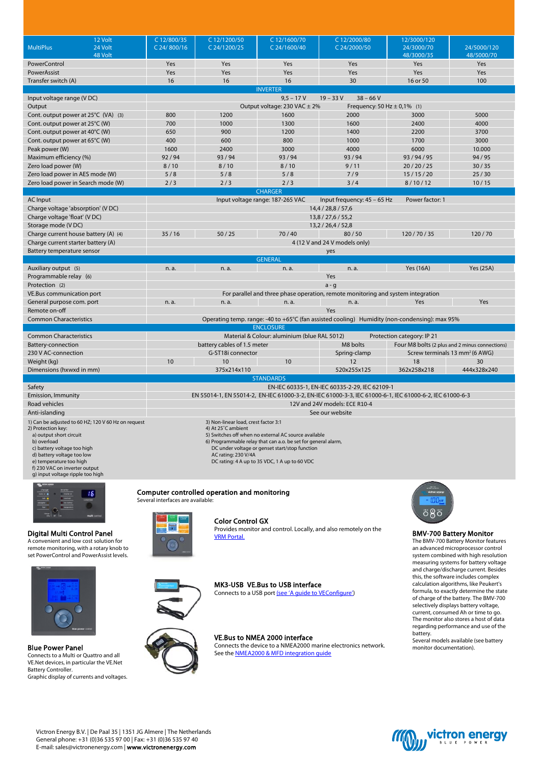| MultiPlus 12 Volt 24 Volt 48 Volt | C 12/800/35 C 24/ 800/16 | C 12/1200/50 C 24/1200/25 | C 12/1600/70 C 24/1600/40 | C 12/2000/80 C 24/2000/50 | 12/3000/120 24/3000/70 48/3000/35 | 24/5000/120 48/5000/70 |
|---|---|---|---|---|---|---|
| PowerControl | Yes | Yes | Yes | Yes | Yes | Yes |
| PowerAssist | Yes | Yes | Yes | Yes | Yes | Yes |
| Transfer switch (A) | 16 | 16 | 16 | 30 | 16 or 50 | 100 |
| **INVERTER** | | | | | | |
| Input voltage range (V DC) | 9,5 – 17 V 19 – 33 V 38 – 66 V | | | | | |
| Output | Output voltage: 230 VAC ± 2% Frequency: 50 Hz ± 0,1% (1) | | | | | |
| Cont. output power at 25°C (VA) (3) | 800 | 1200 | 1600 | 2000 | 3000 | 5000 |
| Cont. output power at 25°C (W) | 700 | 1000 | 1300 | 1600 | 2400 | 4000 |
| Cont. output power at 40°C (W) | 650 | 900 | 1200 | 1400 | 2200 | 3700 |
| Cont. output power at 65°C (W) | 400 | 600 | 800 | 1000 | 1700 | 3000 |
| Peak power (W) | 1600 | 2400 | 3000 | 4000 | 6000 | 10.000 |
| Maximum efficiency (%) | 92 / 94 | 93 / 94 | 93 / 94 | 93 / 94 | 93 / 94 / 95 | 94 / 95 |
| Zero load power (W) | 8 / 10 | 8 / 10 | 8 / 10 | 9 / 11 | 20 / 20 / 25 | 30 / 35 |
| Zero load power in AES mode (W) | 5 / 8 | 5 / 8 | 5 / 8 | 7 / 9 | 15 / 15 / 20 | 25 / 30 |
| Zero load power in Search mode (W) | 2 / 3 | 2 / 3 | 2 / 3 | 3 / 4 | 8 / 10 / 12 | 10 / 15 |
| **CHARGER** | | | | | | |
| AC Input | Input voltage range: 187-265 VAC Input frequency: 45 – 65 Hz Power factor: 1 | | | | | |
| Charge voltage 'absorption' (V DC) | 14,4 / 28,8 / 57,6 | | | | | |
| Charge voltage 'float' (V DC) | 13,8 / 27,6 / 55,2 | | | | | |
| Storage mode (V DC) | 13,2 / 26,4 / 52,8 | | | | | |
| Charge current house battery (A) (4) | 35 / 16 | 50 / 25 | 70 / 40 | 80 / 50 | 120 / 70 / 35 | 120 / 70 |
| Charge current starter battery (A) | 4 (12 V and 24 V models only) | | | | | |
| Battery temperature sensor | yes | | | | | |
| **GENERAL** | | | | | | |
| Auxiliary output (5) | n. a. | n. a. | n. a. | Yes | n. a. | Yes (16A) | Yes (25A) |
| Programmable relay (6) | Yes | | | | | |
| Protection (2) | a - g | | | | | |
| VE.Bus communication port | For parallel and three phase operation, remote monitoring and system integration | | | | | |
| General purpose com. port | n. a. | n. a. | n. a. | n. a. | Yes | Yes |
| Remote on-off | Yes | | | | | |
| Common Characteristics | Operating temp. range: -40 to +65°C (fan assisted cooling) Humidity (non-condensing): max 95% | | | | | |
| **ENCLOSURE** | | | | | | |
| Common Characteristics | Material & Colour: aluminium (blue RAL 5012) Protection category: IP 21 | | | | | |
| Battery-connection | battery cables of 1.5 meter | | | M8 bolts | Four M8 bolts (2 plus and 2 minus connections) | |
| 230 V AC-connection | G-ST18i connector | | | Spring-clamp | Screw terminals 13 mm² (6 AWG) | |
| Weight (kg) | 10 | 10 | 10 | 12 | 18 | 30 |
| Dimensions (hxwxd in mm) | 375x214x110 | | | 520x255x125 | 362x258x218 | 444x328x240 |
| **STANDARDS** | | | | | | |
| Safety | EN-IEC 60335-1, EN-IEC 60335-2-29, IEC 62109-1 | | | | | |
| Emission, Immunity | EN 55014-1, EN 55014-2, EN-IEC 61000-3-2, EN-IEC 61000-3-3, IEC 61000-6-1, IEC 61000-6-2, IEC 61000-6-3 | | | | | |
| Road vehicles | 12V and 24V models: ECE R10-4 | | | | | |
| Anti-islanding | See our website | | | | | |

1) Can be adjusted to 60 HZ; 120 V 60 Hz on request
2) Protection key:
 a) output short circuit
 b) overload
 c) battery voltage too high
 d) battery voltage too low
 e) temperature too high
 f) 230 VAC on inverter output
 g) input voltage ripple too high
3) Non-linear load, crest factor 3:1
4) At 25°C ambient
5) Switches off when no external AC source available
6) Programmable relay that can a.o. be set for general alarm, DC under voltage or genset start/stop function
 AC rating: 230 V/4A
 DC rating: 4 A up to 35 VDC, 1 A up to 60 VDC

## Computer controlled operation and monitoring

Several interfaces are available:

### Digital Multi Control Panel

A convenient and low cost solution for remote monitoring, with a rotary knob to set PowerControl and PowerAssist levels.

### Color Control GX

Provides monitor and control. Locally, and also remotely on the VRM Portal.

### MK3-USB VE.Bus to USB interface

Connects to a USB port (see 'A guide to VEConfigure')

### VE.Bus to NMEA 2000 interface

Connects the device to a NMEA2000 marine electronics network. See the NMEA2000 & MFD integration guide

### Blue Power Panel

Connects to a Multi or Quattro and all VE.Net devices, in particular the VE.Net Battery Controller.
Graphic display of currents and voltages.

### BMV-700 Battery Monitor

The BMV-700 Battery Monitor features an advanced microprocessor control system combined with high resolution measuring systems for battery voltage and charge/discharge current. Besides this, the software includes complex calculation algorithms, like Peukert's formula, to exactly determine the state of charge of the battery. The BMV-700 selectively displays battery voltage, current, consumed Ah or time to go. The monitor also stores a host of data regarding performance and use of the battery.
Several models available (see battery monitor documentation).

Victron Energy B.V. | De Paal 35 | 1351 JG Almere | The Netherlands
General phone: +31 (0)36 535 97 00 | Fax: +31 (0)36 535 97 40
E-mail: sales@victronenergy.com | **www.victronenergy.com**